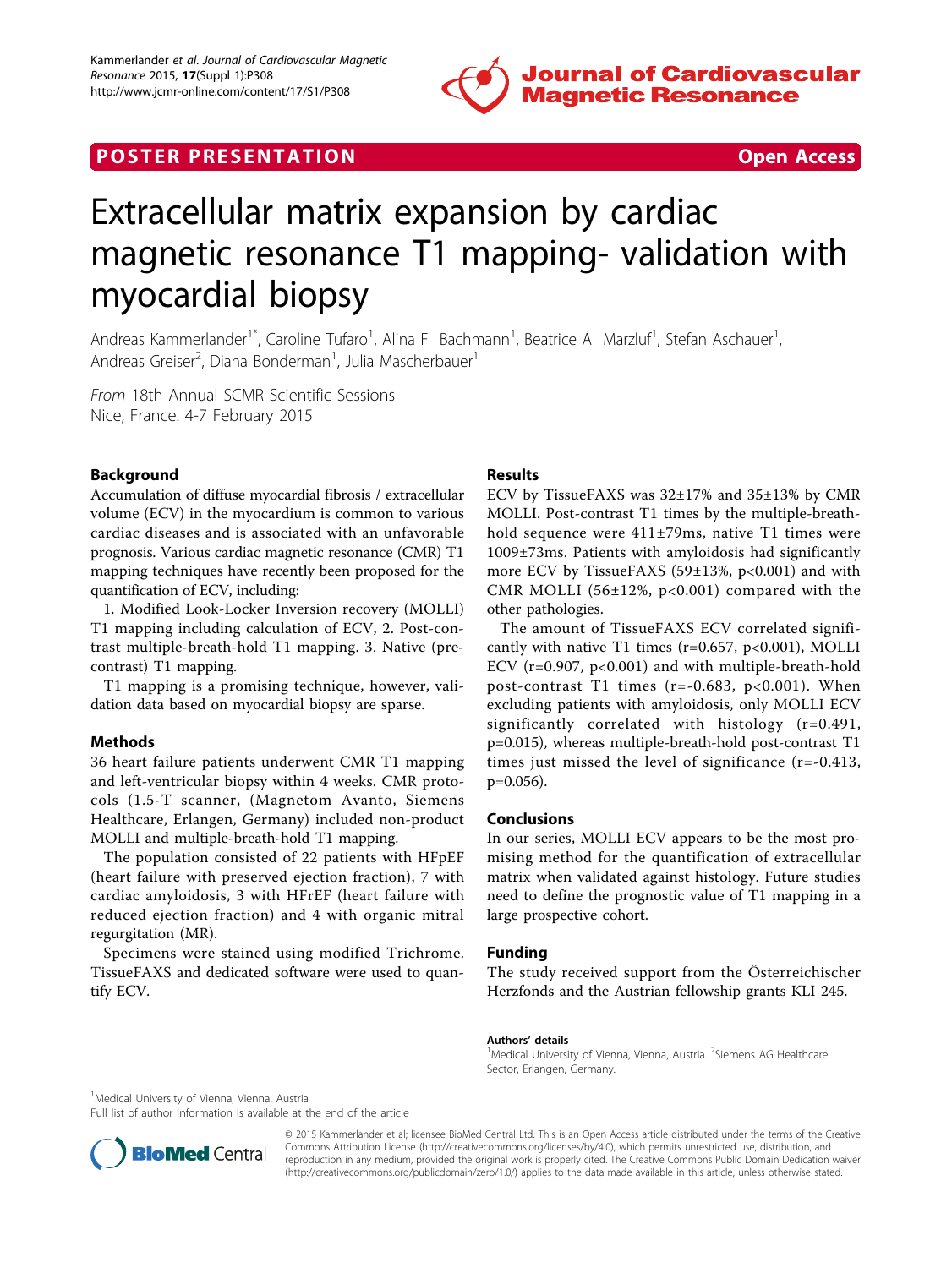POSTER PRESENTATION Open Access

# Extracellular matrix expansion by cardiac magnetic resonance T1 mapping- validation with myocardial biopsy

Andreas Kammerlander[1*], Caroline Tufaro[1], Alina F Bachmann[1], Beatrice A Marzluf[1], Stefan Aschauer[1], Andreas Greiser[2], Diana Bonderman[1], Julia Mascherbauer[1]

*From* 18th Annual SCMR Scientific Sessions
Nice, France. 4-7 February 2015

## Background

Accumulation of diffuse myocardial fibrosis / extracellular volume (ECV) in the myocardium is common to various cardiac diseases and is associated with an unfavorable prognosis. Various cardiac magnetic resonance (CMR) T1 mapping techniques have recently been proposed for the quantification of ECV, including:

1. Modified Look-Locker Inversion recovery (MOLLI) T1 mapping including calculation of ECV, 2. Post-contrast multiple-breath-hold T1 mapping. 3. Native (pre-contrast) T1 mapping.

T1 mapping is a promising technique, however, validation data based on myocardial biopsy are sparse.

## Methods

36 heart failure patients underwent CMR T1 mapping and left-ventricular biopsy within 4 weeks. CMR protocols (1.5-T scanner, (Magnetom Avanto, Siemens Healthcare, Erlangen, Germany) included non-product MOLLI and multiple-breath-hold T1 mapping.

The population consisted of 22 patients with HFpEF (heart failure with preserved ejection fraction), 7 with cardiac amyloidosis, 3 with HFrEF (heart failure with reduced ejection fraction) and 4 with organic mitral regurgitation (MR).

Specimens were stained using modified Trichrome. TissueFAXS and dedicated software were used to quantify ECV.

## Results

ECV by TissueFAXS was 32±17% and 35±13% by CMR MOLLI. Post-contrast T1 times by the multiple-breath-hold sequence were 411±79ms, native T1 times were 1009±73ms. Patients with amyloidosis had significantly more ECV by TissueFAXS (59±13%, $p<0.001$) and with CMR MOLLI (56±12%, $p<0.001$) compared with the other pathologies.

The amount of TissueFAXS ECV correlated significantly with native T1 times ($r=0.657$, $p<0.001$), MOLLI ECV ($r=0.907$, $p<0.001$) and with multiple-breath-hold post-contrast T1 times ($r=-0.683$, $p<0.001$). When excluding patients with amyloidosis, only MOLLI ECV significantly correlated with histology ($r=0.491$, $p=0.015$), whereas multiple-breath-hold post-contrast T1 times just missed the level of significance ($r=-0.413$, $p=0.056$).

## Conclusions

In our series, MOLLI ECV appears to be the most promising method for the quantification of extracellular matrix when validated against histology. Future studies need to define the prognostic value of T1 mapping in a large prospective cohort.

## Funding

The study received support from the Österreichischer Herzfonds and the Austrian fellowship grants KLI 245.

### Authors' details

[1]Medical University of Vienna, Vienna, Austria. [2]Siemens AG Healthcare Sector, Erlangen, Germany.

[1]Medical University of Vienna, Vienna, Austria
Full list of author information is available at the end of the article

© 2015 Kammerlander et al; licensee BioMed Central Ltd. This is an Open Access article distributed under the terms of the Creative Commons Attribution License (http://creativecommons.org/licenses/by/4.0), which permits unrestricted use, distribution, and reproduction in any medium, provided the original work is properly cited. The Creative Commons Public Domain Dedication waiver (http://creativecommons.org/publicdomain/zero/1.0/) applies to the data made available in this article, unless otherwise stated.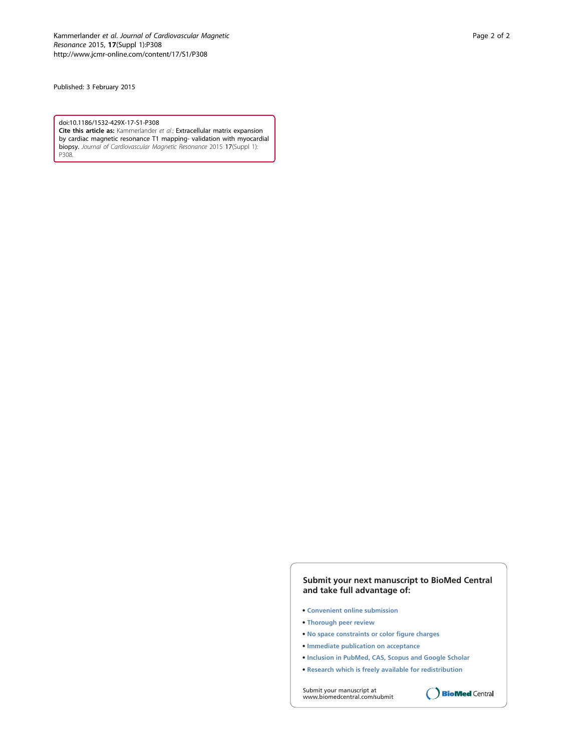Published: 3 February 2015

doi:10.1186/1532-429X-17-S1-P308
**Cite this article as:** Kammerlander *et al.*: Extracellular matrix expansion by cardiac magnetic resonance T1 mapping- validation with myocardial biopsy. *Journal of Cardiovascular Magnetic Resonance* 2015 **17**(Suppl 1): P308.

**Submit your next manuscript to BioMed Central and take full advantage of:**

- **Convenient online submission**
- **Thorough peer review**
- **No space constraints or color figure charges**
- **Immediate publication on acceptance**
- **Inclusion in PubMed, CAS, Scopus and Google Scholar**
- **Research which is freely available for redistribution**

Submit your manuscript at
www.biomedcentral.com/submit

BioMed Central